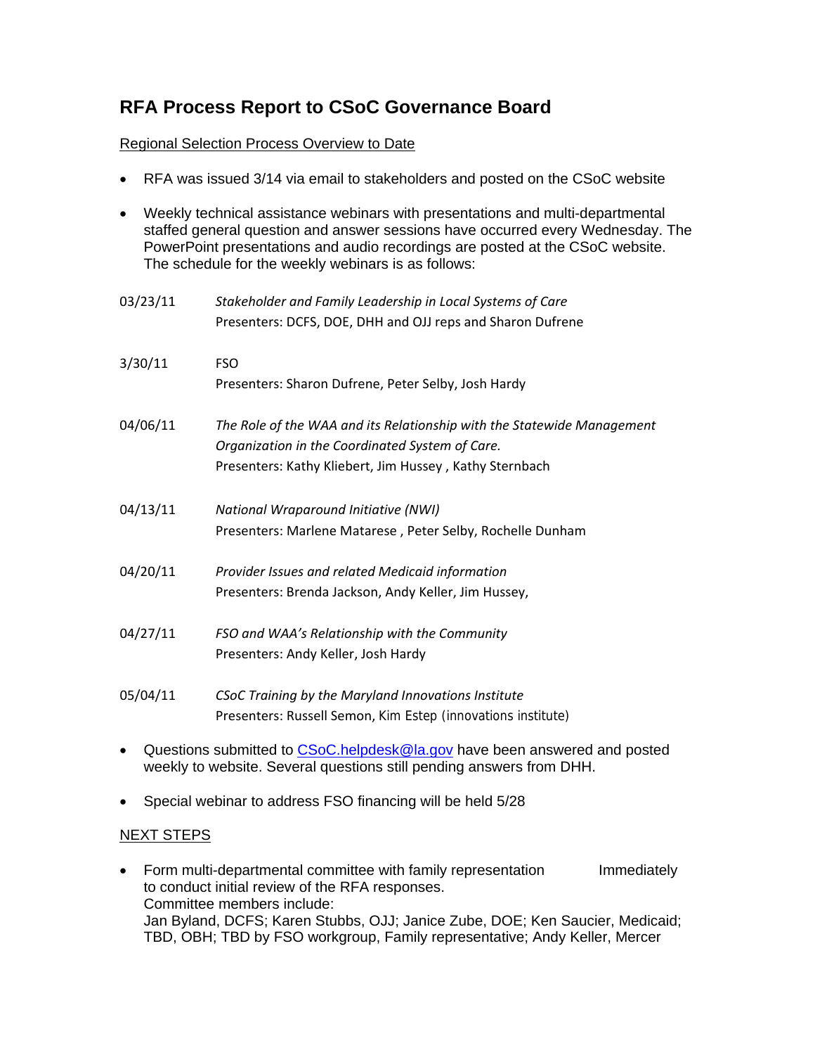# RFA Process Report to CSoC Governance Board

Regional Selection Process Overview to Date

- RFA was issued 3/14 via email to stakeholders and posted on the CSoC website
- Weekly technical assistance webinars with presentations and multi-departmental staffed general question and answer sessions have occurred every Wednesday. The PowerPoint presentations and audio recordings are posted at the CSoC website. The schedule for the weekly webinars is as follows:

| | |
|---|---|
| 03/23/11 | *Stakeholder and Family Leadership in Local Systems of Care*<br>Presenters: DCFS, DOE, DHH and OJJ reps and Sharon Dufrene |
| 3/30/11 | FSO<br>Presenters: Sharon Dufrene, Peter Selby, Josh Hardy |
| 04/06/11 | *The Role of the WAA and its Relationship with the Statewide Management Organization in the Coordinated System of Care.*<br>Presenters: Kathy Kliebert, Jim Hussey , Kathy Sternbach |
| 04/13/11 | *National Wraparound Initiative (NWI)*<br>Presenters: Marlene Matarese , Peter Selby, Rochelle Dunham |
| 04/20/11 | *Provider Issues and related Medicaid information*<br>Presenters: Brenda Jackson, Andy Keller, Jim Hussey, |
| 04/27/11 | *FSO and WAA's Relationship with the Community*<br>Presenters: Andy Keller, Josh Hardy |
| 05/04/11 | *CSoC Training by the Maryland Innovations Institute*<br>Presenters: Russell Semon, Kim Estep (innovations institute) |

- Questions submitted to CSoC.helpdesk@la.gov have been answered and posted weekly to website. Several questions still pending answers from DHH.
- Special webinar to address FSO financing will be held 5/28

NEXT STEPS

- Form multi-departmental committee with family representation to conduct initial review of the RFA responses. — Immediately
  Committee members include:
  Jan Byland, DCFS; Karen Stubbs, OJJ; Janice Zube, DOE; Ken Saucier, Medicaid; TBD, OBH; TBD by FSO workgroup, Family representative; Andy Keller, Mercer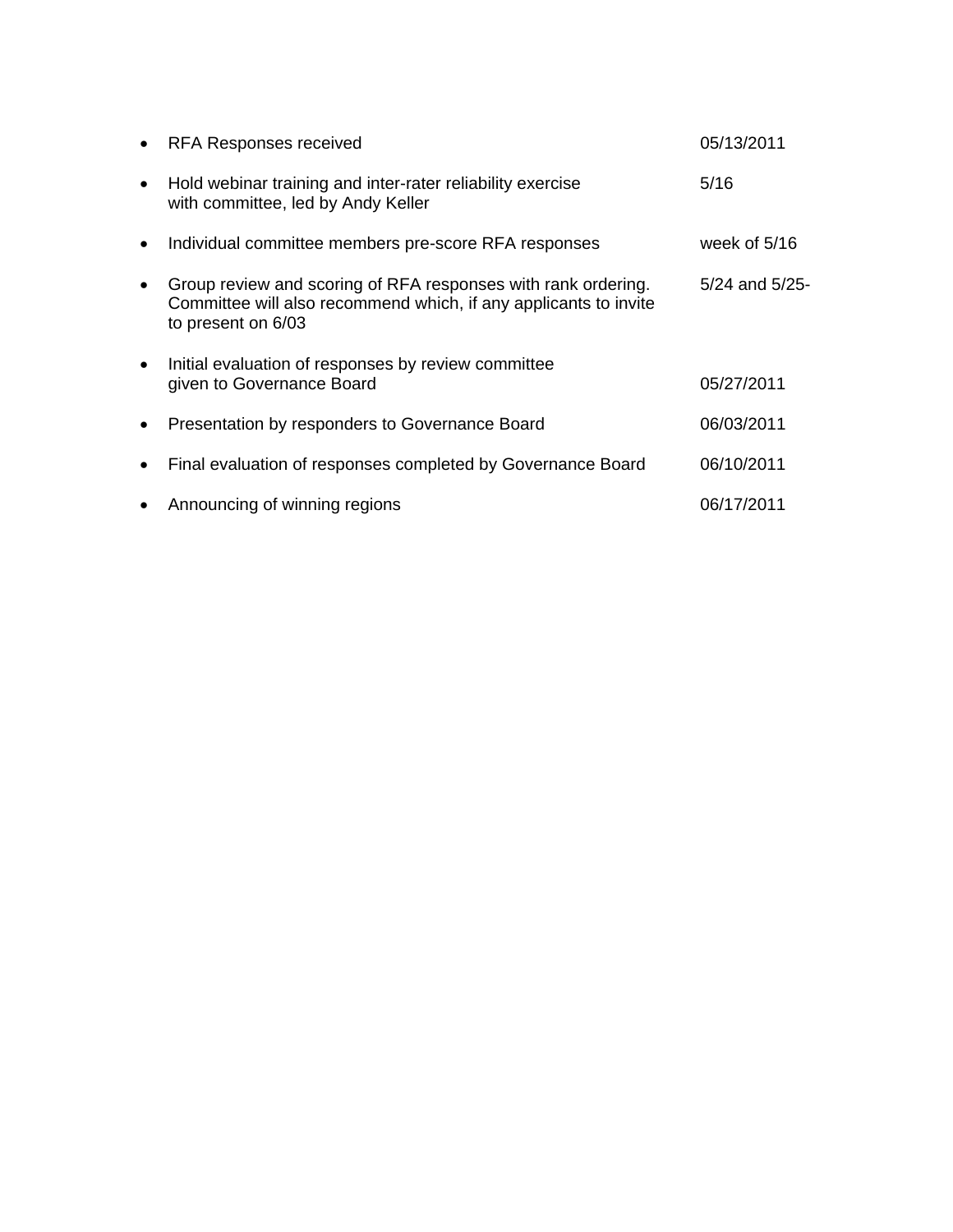- RFA Responses received — 05/13/2011
- Hold webinar training and inter-rater reliability exercise with committee, led by Andy Keller — 5/16
- Individual committee members pre-score RFA responses — week of 5/16
- Group review and scoring of RFA responses with rank ordering. Committee will also recommend which, if any applicants to invite to present on 6/03 — 5/24 and 5/25-
- Initial evaluation of responses by review committee given to Governance Board — 05/27/2011
- Presentation by responders to Governance Board — 06/03/2011
- Final evaluation of responses completed by Governance Board — 06/10/2011
- Announcing of winning regions — 06/17/2011